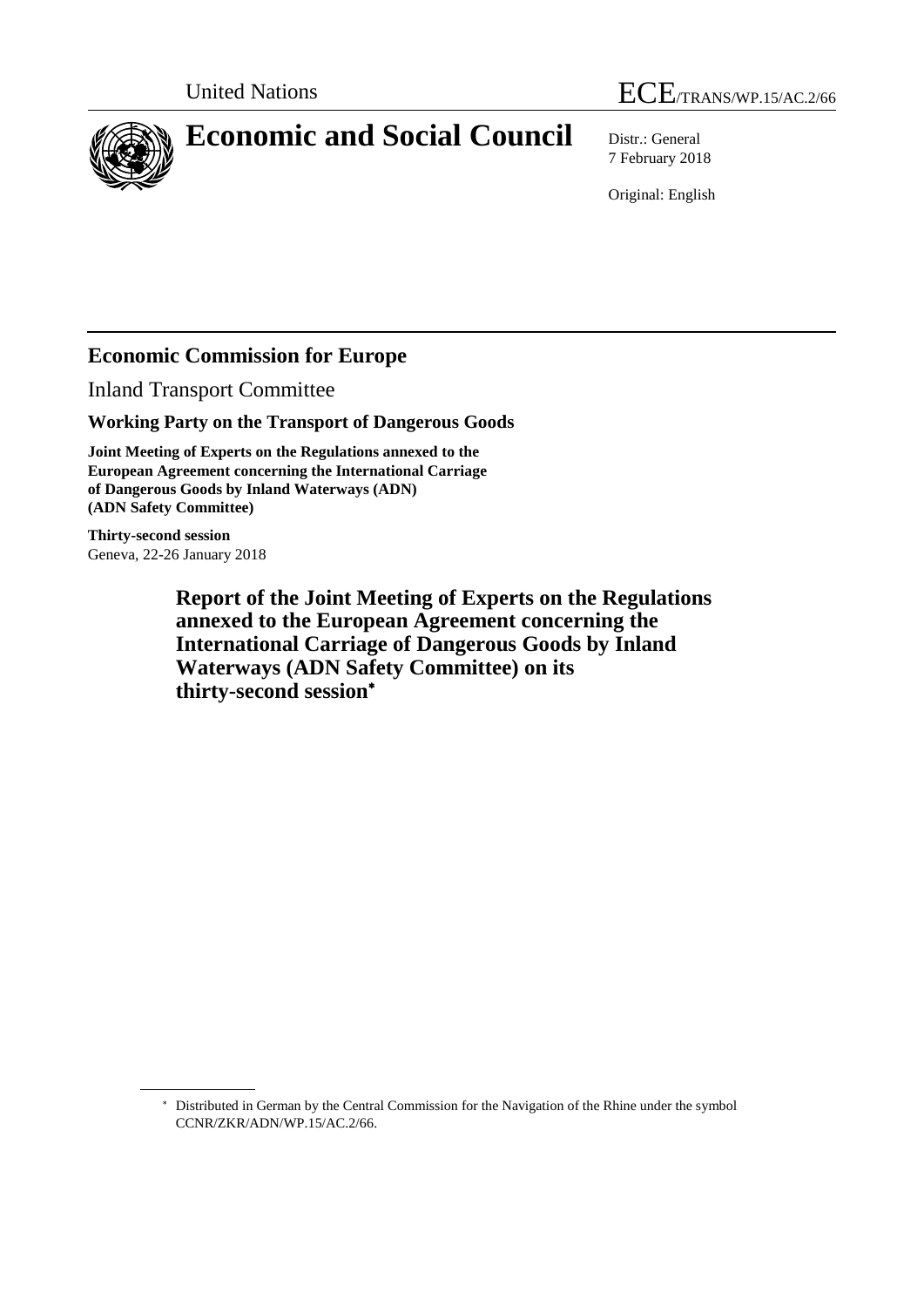United Nations ECE/TRANS/WP.15/AC.2/66

# Economic and Social Council

Distr.: General
7 February 2018

Original: English

## Economic Commission for Europe

Inland Transport Committee

**Working Party on the Transport of Dangerous Goods**

**Joint Meeting of Experts on the Regulations annexed to the European Agreement concerning the International Carriage of Dangerous Goods by Inland Waterways (ADN) (ADN Safety Committee)**

**Thirty-second session**
Geneva, 22-26 January 2018

# Report of the Joint Meeting of Experts on the Regulations annexed to the European Agreement concerning the International Carriage of Dangerous Goods by Inland Waterways (ADN Safety Committee) on its thirty-second session*

---

\* Distributed in German by the Central Commission for the Navigation of the Rhine under the symbol CCNR/ZKR/ADN/WP.15/AC.2/66.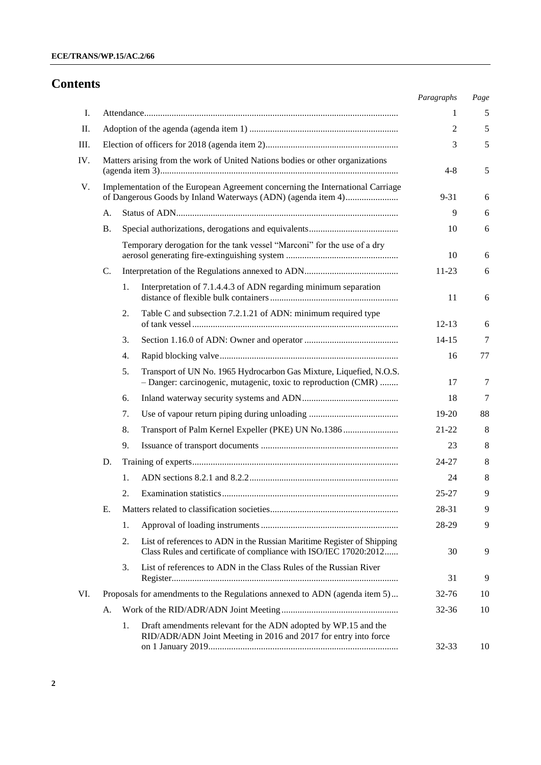# Contents

| | | | | Paragraphs | Page |
|---|---|---|---|---|---|
| I. | Attendance | | | 1 | 5 |
| II. | Adoption of the agenda (agenda item 1) | | | 2 | 5 |
| III. | Election of officers for 2018 (agenda item 2) | | | 3 | 5 |
| IV. | Matters arising from the work of United Nations bodies or other organizations (agenda item 3) | | | 4-8 | 5 |
| V. | Implementation of the European Agreement concerning the International Carriage of Dangerous Goods by Inland Waterways (ADN) (agenda item 4) | | | 9-31 | 6 |
| | A. | Status of ADN | | 9 | 6 |
| | B. | Special authorizations, derogations and equivalents | | 10 | 6 |
| | | Temporary derogation for the tank vessel "Marconi" for the use of a dry aerosol generating fire-extinguishing system | | 10 | 6 |
| | C. | Interpretation of the Regulations annexed to ADN | | 11-23 | 6 |
| | | 1. | Interpretation of 7.1.4.4.3 of ADN regarding minimum separation distance of flexible bulk containers | 11 | 6 |
| | | 2. | Table C and subsection 7.2.1.21 of ADN: minimum required type of tank vessel | 12-13 | 6 |
| | | 3. | Section 1.16.0 of ADN: Owner and operator | 14-15 | 7 |
| | | 4. | Rapid blocking valve | 16 | 77 |
| | | 5. | Transport of UN No. 1965 Hydrocarbon Gas Mixture, Liquefied, N.O.S. – Danger: carcinogenic, mutagenic, toxic to reproduction (CMR) | 17 | 7 |
| | | 6. | Inland waterway security systems and ADN | 18 | 7 |
| | | 7. | Use of vapour return piping during unloading | 19-20 | 88 |
| | | 8. | Transport of Palm Kernel Expeller (PKE) UN No.1386 | 21-22 | 8 |
| | | 9. | Issuance of transport documents | 23 | 8 |
| | D. | Training of experts | | 24-27 | 8 |
| | | 1. | ADN sections 8.2.1 and 8.2.2 | 24 | 8 |
| | | 2. | Examination statistics | 25-27 | 9 |
| | E. | Matters related to classification societies | | 28-31 | 9 |
| | | 1. | Approval of loading instruments | 28-29 | 9 |
| | | 2. | List of references to ADN in the Russian Maritime Register of Shipping Class Rules and certificate of compliance with ISO/IEC 17020:2012 | 30 | 9 |
| | | 3. | List of references to ADN in the Class Rules of the Russian River Register | 31 | 9 |
| VI. | Proposals for amendments to the Regulations annexed to ADN (agenda item 5) | | | 32-76 | 10 |
| | A. | Work of the RID/ADR/ADN Joint Meeting | | 32-36 | 10 |
| | | 1. | Draft amendments relevant for the ADN adopted by WP.15 and the RID/ADR/ADN Joint Meeting in 2016 and 2017 for entry into force on 1 January 2019 | 32-33 | 10 |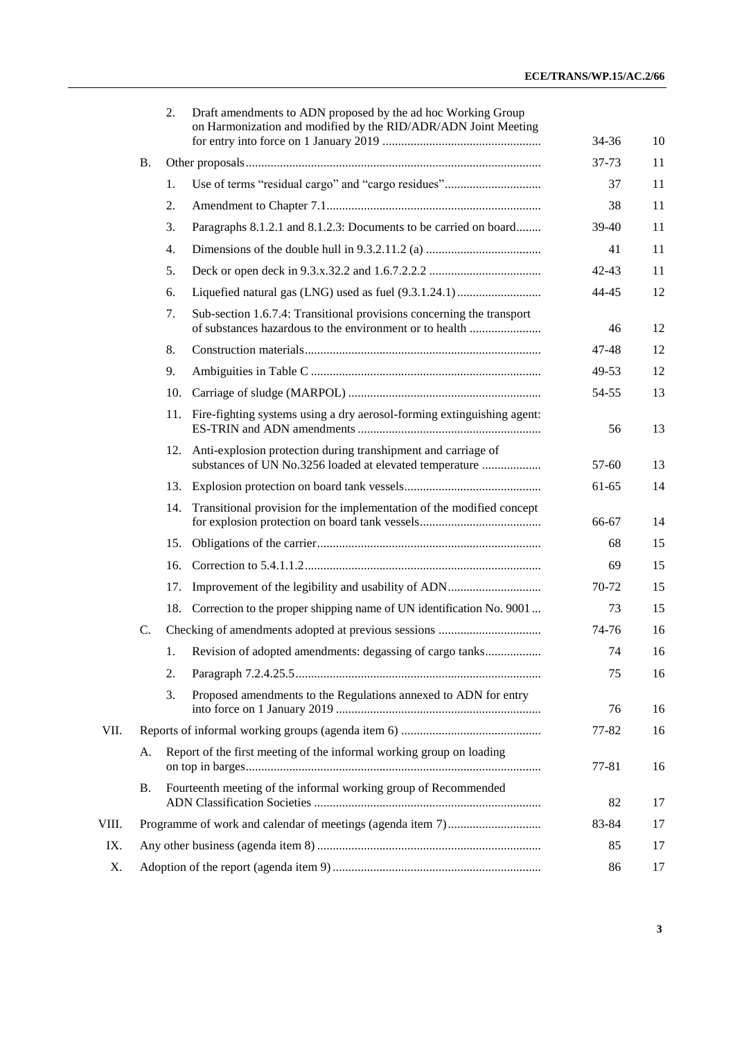| | | | | Paragraphs | Page |
|---|---|---|---|---|---|
| | | 2. | Draft amendments to ADN proposed by the ad hoc Working Group on Harmonization and modified by the RID/ADR/ADN Joint Meeting for entry into force on 1 January 2019 | 34-36 | 10 |
| | B. | | Other proposals | 37-73 | 11 |
| | | 1. | Use of terms "residual cargo" and "cargo residues" | 37 | 11 |
| | | 2. | Amendment to Chapter 7.1 | 38 | 11 |
| | | 3. | Paragraphs 8.1.2.1 and 8.1.2.3: Documents to be carried on board | 39-40 | 11 |
| | | 4. | Dimensions of the double hull in 9.3.2.11.2 (a) | 41 | 11 |
| | | 5. | Deck or open deck in 9.3.x.32.2 and 1.6.7.2.2.2 | 42-43 | 11 |
| | | 6. | Liquefied natural gas (LNG) used as fuel (9.3.1.24.1) | 44-45 | 12 |
| | | 7. | Sub-section 1.6.7.4: Transitional provisions concerning the transport of substances hazardous to the environment or to health | 46 | 12 |
| | | 8. | Construction materials | 47-48 | 12 |
| | | 9. | Ambiguities in Table C | 49-53 | 12 |
| | | 10. | Carriage of sludge (MARPOL) | 54-55 | 13 |
| | | 11. | Fire-fighting systems using a dry aerosol-forming extinguishing agent: ES-TRIN and ADN amendments | 56 | 13 |
| | | 12. | Anti-explosion protection during transhipment and carriage of substances of UN No.3256 loaded at elevated temperature | 57-60 | 13 |
| | | 13. | Explosion protection on board tank vessels | 61-65 | 14 |
| | | 14. | Transitional provision for the implementation of the modified concept for explosion protection on board tank vessels | 66-67 | 14 |
| | | 15. | Obligations of the carrier | 68 | 15 |
| | | 16. | Correction to 5.4.1.1.2 | 69 | 15 |
| | | 17. | Improvement of the legibility and usability of ADN | 70-72 | 15 |
| | | 18. | Correction to the proper shipping name of UN identification No. 9001 | 73 | 15 |
| | C. | | Checking of amendments adopted at previous sessions | 74-76 | 16 |
| | | 1. | Revision of adopted amendments: degassing of cargo tanks | 74 | 16 |
| | | 2. | Paragraph 7.2.4.25.5 | 75 | 16 |
| | | 3. | Proposed amendments to the Regulations annexed to ADN for entry into force on 1 January 2019 | 76 | 16 |
| VII. | | | Reports of informal working groups (agenda item 6) | 77-82 | 16 |
| | A. | | Report of the first meeting of the informal working group on loading on top in barges | 77-81 | 16 |
| | B. | | Fourteenth meeting of the informal working group of Recommended ADN Classification Societies | 82 | 17 |
| VIII. | | | Programme of work and calendar of meetings (agenda item 7) | 83-84 | 17 |
| IX. | | | Any other business (agenda item 8) | 85 | 17 |
| X. | | | Adoption of the report (agenda item 9) | 86 | 17 |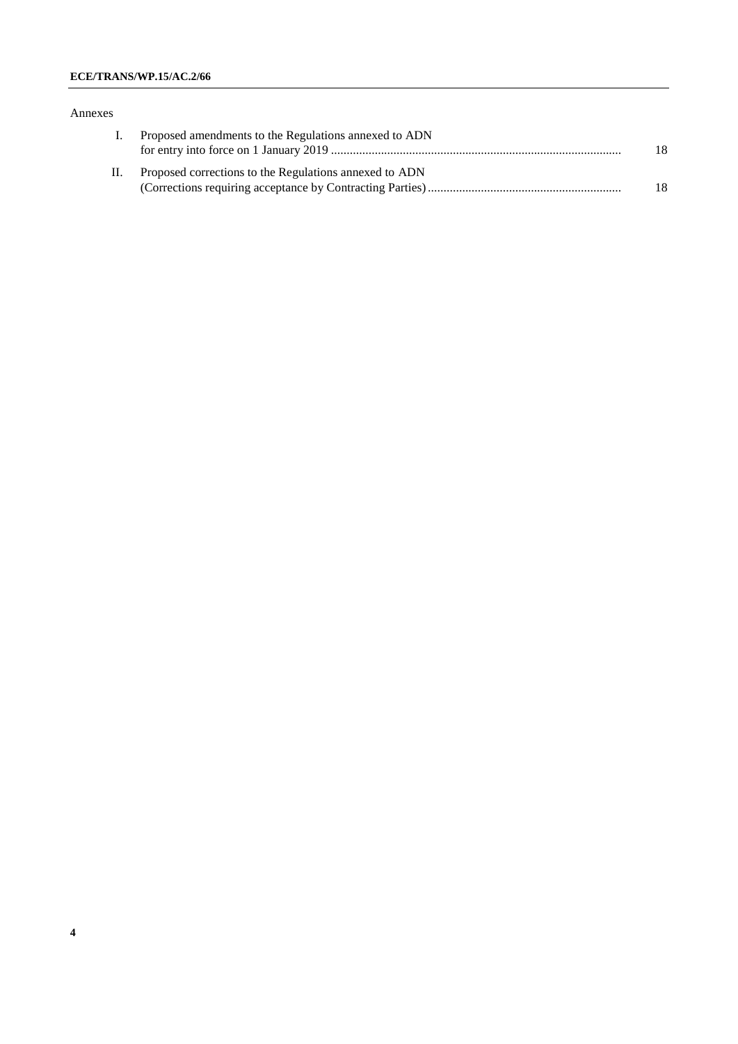Annexes

| | | |
|---|---|---|
| I. | Proposed amendments to the Regulations annexed to ADN for entry into force on 1 January 2019 | 18 |
| II. | Proposed corrections to the Regulations annexed to ADN (Corrections requiring acceptance by Contracting Parties) | 18 |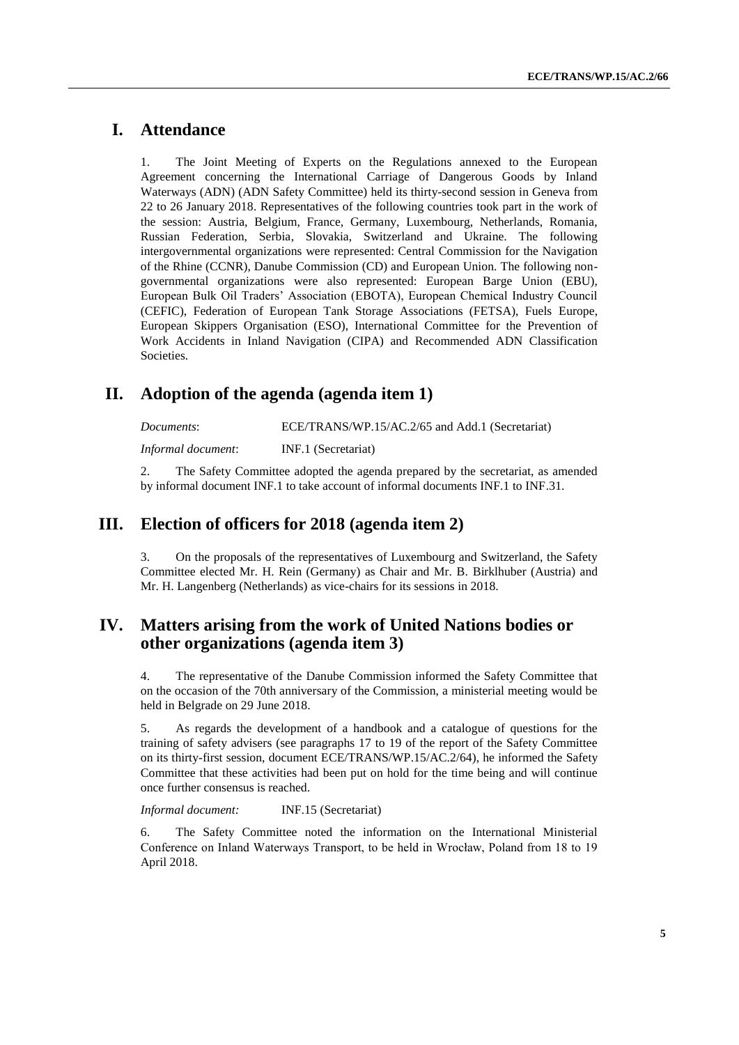## I. Attendance

1. The Joint Meeting of Experts on the Regulations annexed to the European Agreement concerning the International Carriage of Dangerous Goods by Inland Waterways (ADN) (ADN Safety Committee) held its thirty-second session in Geneva from 22 to 26 January 2018. Representatives of the following countries took part in the work of the session: Austria, Belgium, France, Germany, Luxembourg, Netherlands, Romania, Russian Federation, Serbia, Slovakia, Switzerland and Ukraine. The following intergovernmental organizations were represented: Central Commission for the Navigation of the Rhine (CCNR), Danube Commission (CD) and European Union. The following non-governmental organizations were also represented: European Barge Union (EBU), European Bulk Oil Traders' Association (EBOTA), European Chemical Industry Council (CEFIC), Federation of European Tank Storage Associations (FETSA), Fuels Europe, European Skippers Organisation (ESO), International Committee for the Prevention of Work Accidents in Inland Navigation (CIPA) and Recommended ADN Classification Societies.

## II. Adoption of the agenda (agenda item 1)

*Documents*: ECE/TRANS/WP.15/AC.2/65 and Add.1 (Secretariat)

*Informal document*: INF.1 (Secretariat)

2. The Safety Committee adopted the agenda prepared by the secretariat, as amended by informal document INF.1 to take account of informal documents INF.1 to INF.31.

## III. Election of officers for 2018 (agenda item 2)

3. On the proposals of the representatives of Luxembourg and Switzerland, the Safety Committee elected Mr. H. Rein (Germany) as Chair and Mr. B. Birklhuber (Austria) and Mr. H. Langenberg (Netherlands) as vice-chairs for its sessions in 2018.

## IV. Matters arising from the work of United Nations bodies or other organizations (agenda item 3)

4. The representative of the Danube Commission informed the Safety Committee that on the occasion of the 70th anniversary of the Commission, a ministerial meeting would be held in Belgrade on 29 June 2018.

5. As regards the development of a handbook and a catalogue of questions for the training of safety advisers (see paragraphs 17 to 19 of the report of the Safety Committee on its thirty-first session, document ECE/TRANS/WP.15/AC.2/64), he informed the Safety Committee that these activities had been put on hold for the time being and will continue once further consensus is reached.

*Informal document:* INF.15 (Secretariat)

6. The Safety Committee noted the information on the International Ministerial Conference on Inland Waterways Transport, to be held in Wrocław, Poland from 18 to 19 April 2018.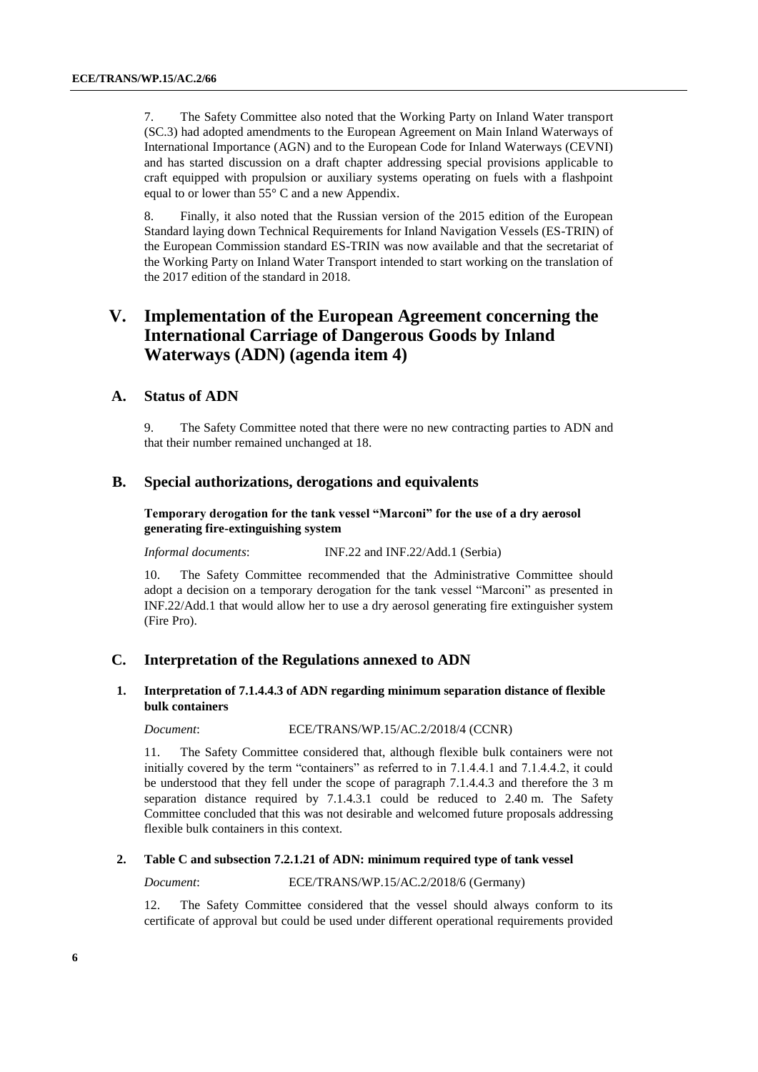7. The Safety Committee also noted that the Working Party on Inland Water transport (SC.3) had adopted amendments to the European Agreement on Main Inland Waterways of International Importance (AGN) and to the European Code for Inland Waterways (CEVNI) and has started discussion on a draft chapter addressing special provisions applicable to craft equipped with propulsion or auxiliary systems operating on fuels with a flashpoint equal to or lower than 55° C and a new Appendix.

8. Finally, it also noted that the Russian version of the 2015 edition of the European Standard laying down Technical Requirements for Inland Navigation Vessels (ES-TRIN) of the European Commission standard ES-TRIN was now available and that the secretariat of the Working Party on Inland Water Transport intended to start working on the translation of the 2017 edition of the standard in 2018.

# V. Implementation of the European Agreement concerning the International Carriage of Dangerous Goods by Inland Waterways (ADN) (agenda item 4)

## A. Status of ADN

9. The Safety Committee noted that there were no new contracting parties to ADN and that their number remained unchanged at 18.

## B. Special authorizations, derogations and equivalents

**Temporary derogation for the tank vessel "Marconi" for the use of a dry aerosol generating fire-extinguishing system**

*Informal documents*: INF.22 and INF.22/Add.1 (Serbia)

10. The Safety Committee recommended that the Administrative Committee should adopt a decision on a temporary derogation for the tank vessel "Marconi" as presented in INF.22/Add.1 that would allow her to use a dry aerosol generating fire extinguisher system (Fire Pro).

## C. Interpretation of the Regulations annexed to ADN

### 1. Interpretation of 7.1.4.4.3 of ADN regarding minimum separation distance of flexible bulk containers

*Document*: ECE/TRANS/WP.15/AC.2/2018/4 (CCNR)

11. The Safety Committee considered that, although flexible bulk containers were not initially covered by the term "containers" as referred to in 7.1.4.4.1 and 7.1.4.4.2, it could be understood that they fell under the scope of paragraph 7.1.4.4.3 and therefore the 3 m separation distance required by 7.1.4.3.1 could be reduced to 2.40 m. The Safety Committee concluded that this was not desirable and welcomed future proposals addressing flexible bulk containers in this context.

### 2. Table C and subsection 7.2.1.21 of ADN: minimum required type of tank vessel

*Document*: ECE/TRANS/WP.15/AC.2/2018/6 (Germany)

12. The Safety Committee considered that the vessel should always conform to its certificate of approval but could be used under different operational requirements provided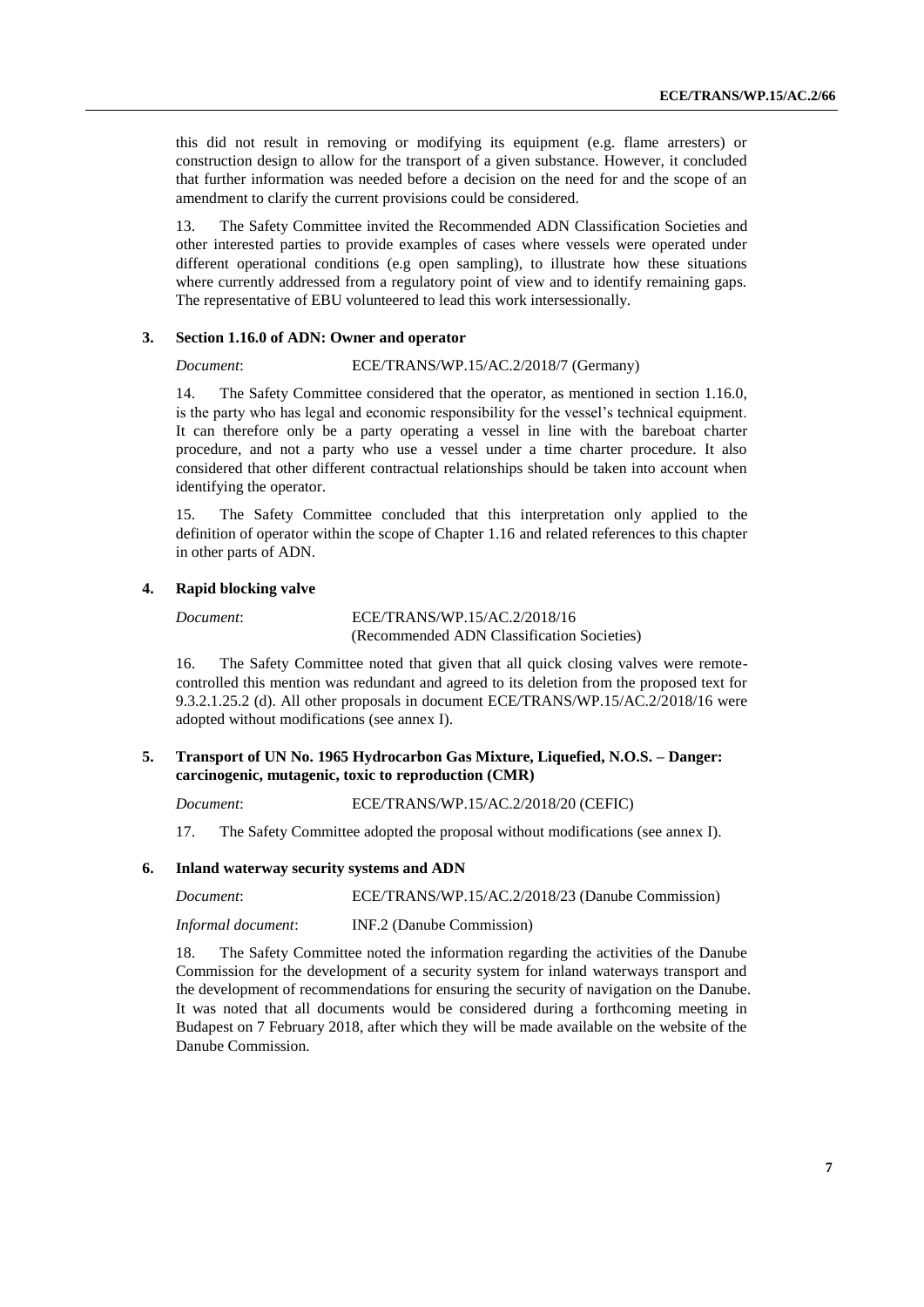this did not result in removing or modifying its equipment (e.g. flame arresters) or construction design to allow for the transport of a given substance. However, it concluded that further information was needed before a decision on the need for and the scope of an amendment to clarify the current provisions could be considered.

13. The Safety Committee invited the Recommended ADN Classification Societies and other interested parties to provide examples of cases where vessels were operated under different operational conditions (e.g open sampling), to illustrate how these situations where currently addressed from a regulatory point of view and to identify remaining gaps. The representative of EBU volunteered to lead this work intersessionally.

### 3. Section 1.16.0 of ADN: Owner and operator

*Document*: ECE/TRANS/WP.15/AC.2/2018/7 (Germany)

14. The Safety Committee considered that the operator, as mentioned in section 1.16.0, is the party who has legal and economic responsibility for the vessel's technical equipment. It can therefore only be a party operating a vessel in line with the bareboat charter procedure, and not a party who use a vessel under a time charter procedure. It also considered that other different contractual relationships should be taken into account when identifying the operator.

15. The Safety Committee concluded that this interpretation only applied to the definition of operator within the scope of Chapter 1.16 and related references to this chapter in other parts of ADN.

### 4. Rapid blocking valve

*Document*: ECE/TRANS/WP.15/AC.2/2018/16 (Recommended ADN Classification Societies)

16. The Safety Committee noted that given that all quick closing valves were remote-controlled this mention was redundant and agreed to its deletion from the proposed text for 9.3.2.1.25.2 (d). All other proposals in document ECE/TRANS/WP.15/AC.2/2018/16 were adopted without modifications (see annex I).

### 5. Transport of UN No. 1965 Hydrocarbon Gas Mixture, Liquefied, N.O.S. – Danger: carcinogenic, mutagenic, toxic to reproduction (CMR)

*Document*: ECE/TRANS/WP.15/AC.2/2018/20 (CEFIC)

17. The Safety Committee adopted the proposal without modifications (see annex I).

### 6. Inland waterway security systems and ADN

*Document*: ECE/TRANS/WP.15/AC.2/2018/23 (Danube Commission)

*Informal document*: INF.2 (Danube Commission)

18. The Safety Committee noted the information regarding the activities of the Danube Commission for the development of a security system for inland waterways transport and the development of recommendations for ensuring the security of navigation on the Danube. It was noted that all documents would be considered during a forthcoming meeting in Budapest on 7 February 2018, after which they will be made available on the website of the Danube Commission.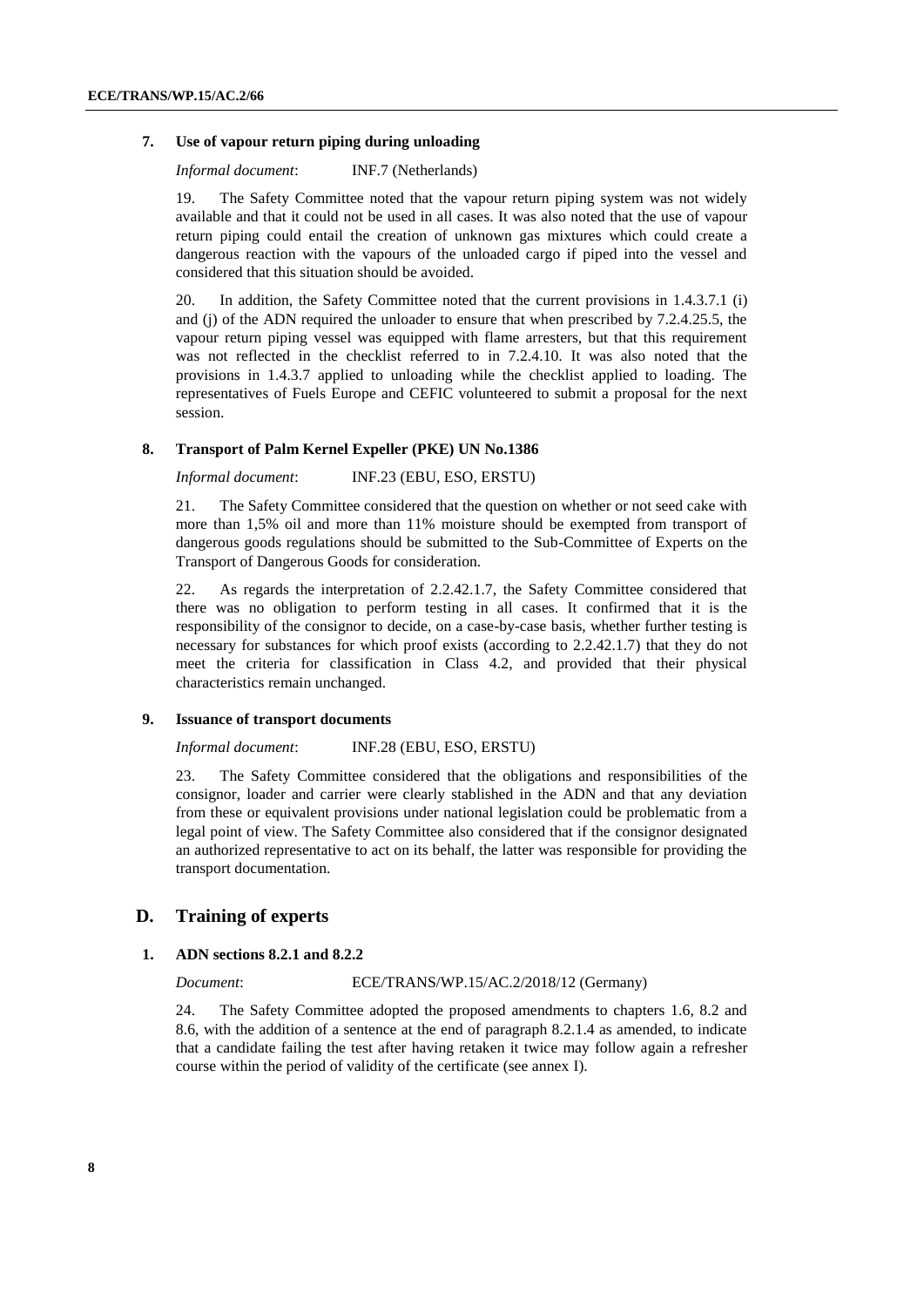### 7. Use of vapour return piping during unloading

*Informal document*: INF.7 (Netherlands)

19. The Safety Committee noted that the vapour return piping system was not widely available and that it could not be used in all cases. It was also noted that the use of vapour return piping could entail the creation of unknown gas mixtures which could create a dangerous reaction with the vapours of the unloaded cargo if piped into the vessel and considered that this situation should be avoided.

20. In addition, the Safety Committee noted that the current provisions in 1.4.3.7.1 (i) and (j) of the ADN required the unloader to ensure that when prescribed by 7.2.4.25.5, the vapour return piping vessel was equipped with flame arresters, but that this requirement was not reflected in the checklist referred to in 7.2.4.10. It was also noted that the provisions in 1.4.3.7 applied to unloading while the checklist applied to loading. The representatives of Fuels Europe and CEFIC volunteered to submit a proposal for the next session.

### 8. Transport of Palm Kernel Expeller (PKE) UN No.1386

*Informal document*: INF.23 (EBU, ESO, ERSTU)

21. The Safety Committee considered that the question on whether or not seed cake with more than 1,5% oil and more than 11% moisture should be exempted from transport of dangerous goods regulations should be submitted to the Sub-Committee of Experts on the Transport of Dangerous Goods for consideration.

22. As regards the interpretation of 2.2.42.1.7, the Safety Committee considered that there was no obligation to perform testing in all cases. It confirmed that it is the responsibility of the consignor to decide, on a case-by-case basis, whether further testing is necessary for substances for which proof exists (according to 2.2.42.1.7) that they do not meet the criteria for classification in Class 4.2, and provided that their physical characteristics remain unchanged.

### 9. Issuance of transport documents

*Informal document*: INF.28 (EBU, ESO, ERSTU)

23. The Safety Committee considered that the obligations and responsibilities of the consignor, loader and carrier were clearly stablished in the ADN and that any deviation from these or equivalent provisions under national legislation could be problematic from a legal point of view. The Safety Committee also considered that if the consignor designated an authorized representative to act on its behalf, the latter was responsible for providing the transport documentation.

## D. Training of experts

### 1. ADN sections 8.2.1 and 8.2.2

*Document*: ECE/TRANS/WP.15/AC.2/2018/12 (Germany)

24. The Safety Committee adopted the proposed amendments to chapters 1.6, 8.2 and 8.6, with the addition of a sentence at the end of paragraph 8.2.1.4 as amended, to indicate that a candidate failing the test after having retaken it twice may follow again a refresher course within the period of validity of the certificate (see annex I).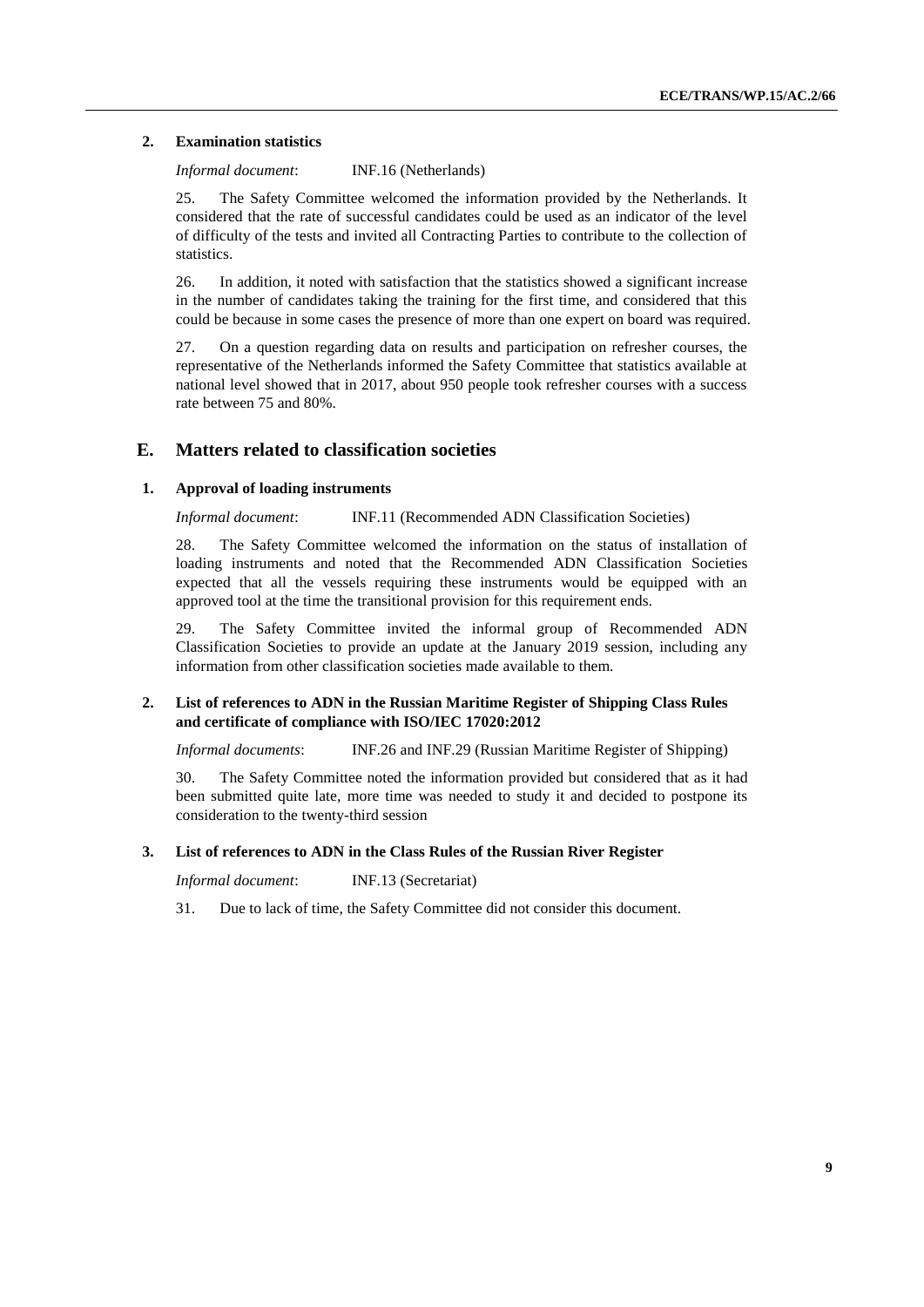### 2. Examination statistics

*Informal document*: INF.16 (Netherlands)

25. The Safety Committee welcomed the information provided by the Netherlands. It considered that the rate of successful candidates could be used as an indicator of the level of difficulty of the tests and invited all Contracting Parties to contribute to the collection of statistics.

26. In addition, it noted with satisfaction that the statistics showed a significant increase in the number of candidates taking the training for the first time, and considered that this could be because in some cases the presence of more than one expert on board was required.

27. On a question regarding data on results and participation on refresher courses, the representative of the Netherlands informed the Safety Committee that statistics available at national level showed that in 2017, about 950 people took refresher courses with a success rate between 75 and 80%.

## E. Matters related to classification societies

### 1. Approval of loading instruments

*Informal document*: INF.11 (Recommended ADN Classification Societies)

28. The Safety Committee welcomed the information on the status of installation of loading instruments and noted that the Recommended ADN Classification Societies expected that all the vessels requiring these instruments would be equipped with an approved tool at the time the transitional provision for this requirement ends.

29. The Safety Committee invited the informal group of Recommended ADN Classification Societies to provide an update at the January 2019 session, including any information from other classification societies made available to them.

### 2. List of references to ADN in the Russian Maritime Register of Shipping Class Rules and certificate of compliance with ISO/IEC 17020:2012

*Informal documents*: INF.26 and INF.29 (Russian Maritime Register of Shipping)

30. The Safety Committee noted the information provided but considered that as it had been submitted quite late, more time was needed to study it and decided to postpone its consideration to the twenty-third session

### 3. List of references to ADN in the Class Rules of the Russian River Register

*Informal document*: INF.13 (Secretariat)

31. Due to lack of time, the Safety Committee did not consider this document.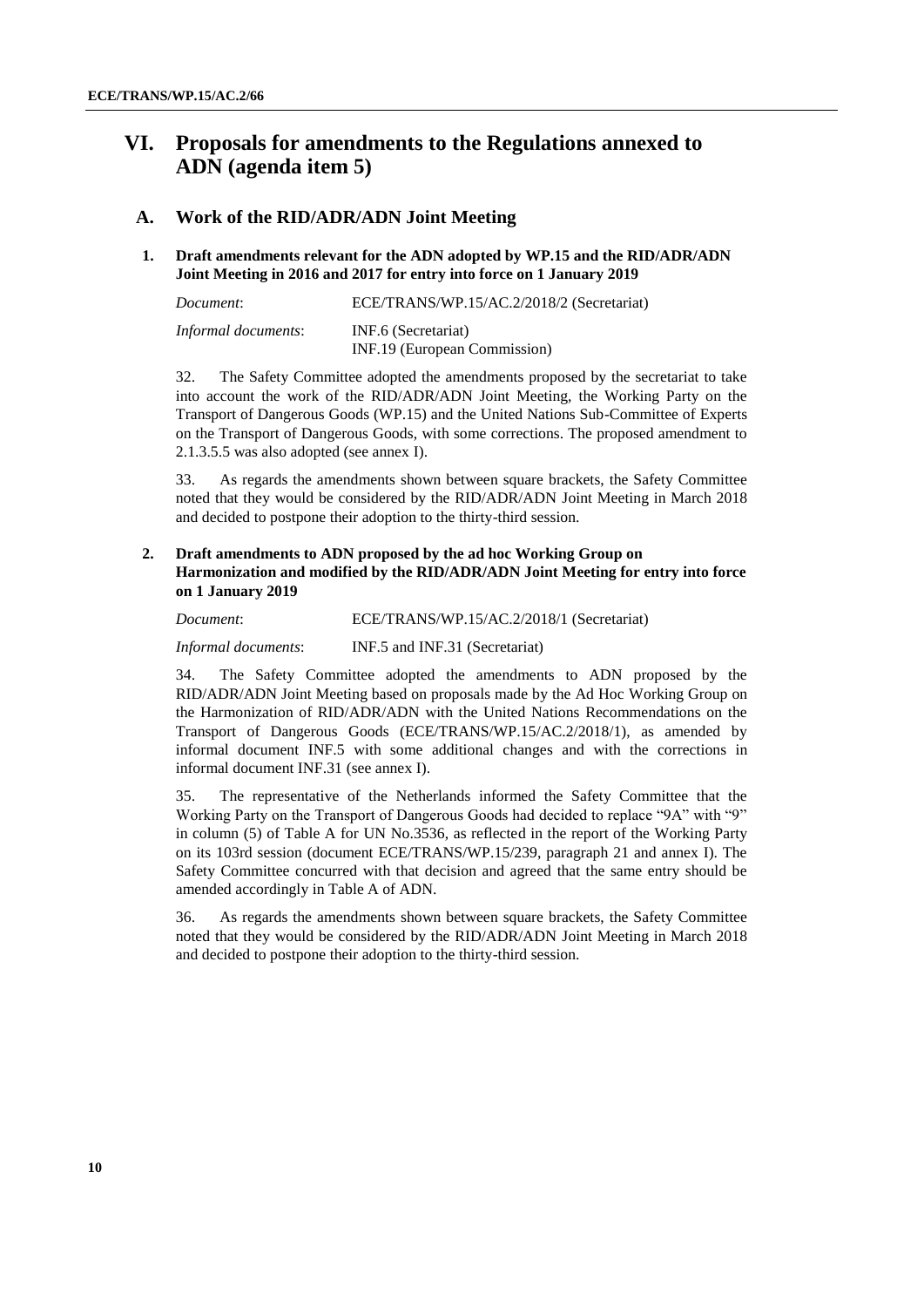# VI. Proposals for amendments to the Regulations annexed to ADN (agenda item 5)

## A. Work of the RID/ADR/ADN Joint Meeting

### 1. Draft amendments relevant for the ADN adopted by WP.15 and the RID/ADR/ADN Joint Meeting in 2016 and 2017 for entry into force on 1 January 2019

| | |
|---|---|
| *Document*: | ECE/TRANS/WP.15/AC.2/2018/2 (Secretariat) |
| *Informal documents*: | INF.6 (Secretariat)<br>INF.19 (European Commission) |

32. The Safety Committee adopted the amendments proposed by the secretariat to take into account the work of the RID/ADR/ADN Joint Meeting, the Working Party on the Transport of Dangerous Goods (WP.15) and the United Nations Sub-Committee of Experts on the Transport of Dangerous Goods, with some corrections. The proposed amendment to 2.1.3.5.5 was also adopted (see annex I).

33. As regards the amendments shown between square brackets, the Safety Committee noted that they would be considered by the RID/ADR/ADN Joint Meeting in March 2018 and decided to postpone their adoption to the thirty-third session.

### 2. Draft amendments to ADN proposed by the ad hoc Working Group on Harmonization and modified by the RID/ADR/ADN Joint Meeting for entry into force on 1 January 2019

| | |
|---|---|
| *Document*: | ECE/TRANS/WP.15/AC.2/2018/1 (Secretariat) |
| *Informal documents*: | INF.5 and INF.31 (Secretariat) |

34. The Safety Committee adopted the amendments to ADN proposed by the RID/ADR/ADN Joint Meeting based on proposals made by the Ad Hoc Working Group on the Harmonization of RID/ADR/ADN with the United Nations Recommendations on the Transport of Dangerous Goods (ECE/TRANS/WP.15/AC.2/2018/1), as amended by informal document INF.5 with some additional changes and with the corrections in informal document INF.31 (see annex I).

35. The representative of the Netherlands informed the Safety Committee that the Working Party on the Transport of Dangerous Goods had decided to replace "9A" with "9" in column (5) of Table A for UN No.3536, as reflected in the report of the Working Party on its 103rd session (document ECE/TRANS/WP.15/239, paragraph 21 and annex I). The Safety Committee concurred with that decision and agreed that the same entry should be amended accordingly in Table A of ADN.

36. As regards the amendments shown between square brackets, the Safety Committee noted that they would be considered by the RID/ADR/ADN Joint Meeting in March 2018 and decided to postpone their adoption to the thirty-third session.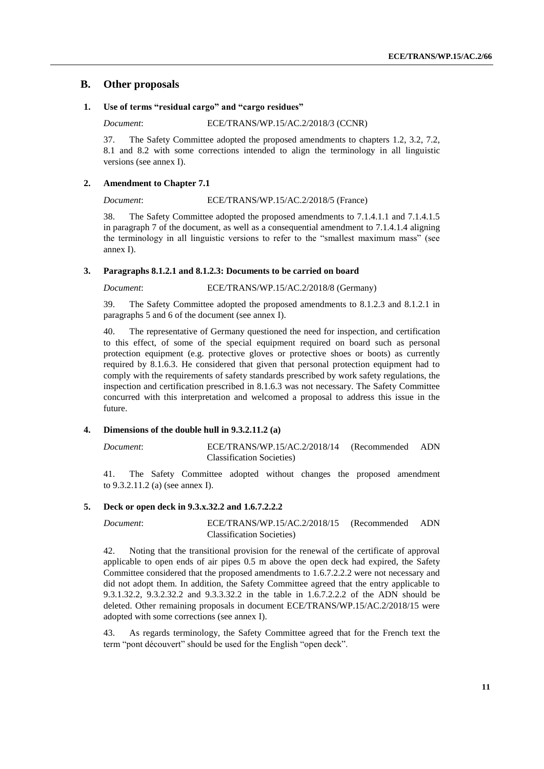## B. Other proposals

### 1. Use of terms "residual cargo" and "cargo residues"

*Document*: ECE/TRANS/WP.15/AC.2/2018/3 (CCNR)

37. The Safety Committee adopted the proposed amendments to chapters 1.2, 3.2, 7.2, 8.1 and 8.2 with some corrections intended to align the terminology in all linguistic versions (see annex I).

### 2. Amendment to Chapter 7.1

*Document*: ECE/TRANS/WP.15/AC.2/2018/5 (France)

38. The Safety Committee adopted the proposed amendments to 7.1.4.1.1 and 7.1.4.1.5 in paragraph 7 of the document, as well as a consequential amendment to 7.1.4.1.4 aligning the terminology in all linguistic versions to refer to the "smallest maximum mass" (see annex I).

### 3. Paragraphs 8.1.2.1 and 8.1.2.3: Documents to be carried on board

*Document*: ECE/TRANS/WP.15/AC.2/2018/8 (Germany)

39. The Safety Committee adopted the proposed amendments to 8.1.2.3 and 8.1.2.1 in paragraphs 5 and 6 of the document (see annex I).

40. The representative of Germany questioned the need for inspection, and certification to this effect, of some of the special equipment required on board such as personal protection equipment (e.g. protective gloves or protective shoes or boots) as currently required by 8.1.6.3. He considered that given that personal protection equipment had to comply with the requirements of safety standards prescribed by work safety regulations, the inspection and certification prescribed in 8.1.6.3 was not necessary. The Safety Committee concurred with this interpretation and welcomed a proposal to address this issue in the future.

### 4. Dimensions of the double hull in 9.3.2.11.2 (a)

*Document*: ECE/TRANS/WP.15/AC.2/2018/14 (Recommended ADN Classification Societies)

41. The Safety Committee adopted without changes the proposed amendment to 9.3.2.11.2 (a) (see annex I).

### 5. Deck or open deck in 9.3.x.32.2 and 1.6.7.2.2.2

*Document*: ECE/TRANS/WP.15/AC.2/2018/15 (Recommended ADN Classification Societies)

42. Noting that the transitional provision for the renewal of the certificate of approval applicable to open ends of air pipes 0.5 m above the open deck had expired, the Safety Committee considered that the proposed amendments to 1.6.7.2.2.2 were not necessary and did not adopt them. In addition, the Safety Committee agreed that the entry applicable to 9.3.1.32.2, 9.3.2.32.2 and 9.3.3.32.2 in the table in 1.6.7.2.2.2 of the ADN should be deleted. Other remaining proposals in document ECE/TRANS/WP.15/AC.2/2018/15 were adopted with some corrections (see annex I).

43. As regards terminology, the Safety Committee agreed that for the French text the term "pont découvert" should be used for the English "open deck".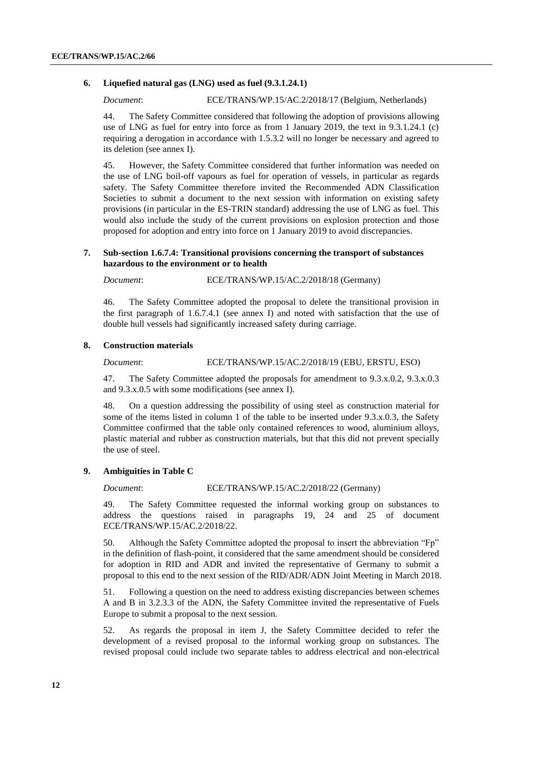### 6. Liquefied natural gas (LNG) used as fuel (9.3.1.24.1)

*Document*: ECE/TRANS/WP.15/AC.2/2018/17 (Belgium, Netherlands)

44. The Safety Committee considered that following the adoption of provisions allowing use of LNG as fuel for entry into force as from 1 January 2019, the text in 9.3.1.24.1 (c) requiring a derogation in accordance with 1.5.3.2 will no longer be necessary and agreed to its deletion (see annex I).

45. However, the Safety Committee considered that further information was needed on the use of LNG boil-off vapours as fuel for operation of vessels, in particular as regards safety. The Safety Committee therefore invited the Recommended ADN Classification Societies to submit a document to the next session with information on existing safety provisions (in particular in the ES-TRIN standard) addressing the use of LNG as fuel. This would also include the study of the current provisions on explosion protection and those proposed for adoption and entry into force on 1 January 2019 to avoid discrepancies.

### 7. Sub-section 1.6.7.4: Transitional provisions concerning the transport of substances hazardous to the environment or to health

*Document*: ECE/TRANS/WP.15/AC.2/2018/18 (Germany)

46. The Safety Committee adopted the proposal to delete the transitional provision in the first paragraph of 1.6.7.4.1 (see annex I) and noted with satisfaction that the use of double hull vessels had significantly increased safety during carriage.

### 8. Construction materials

*Document*: ECE/TRANS/WP.15/AC.2/2018/19 (EBU, ERSTU, ESO)

47. The Safety Committee adopted the proposals for amendment to 9.3.x.0.2, 9.3.x.0.3 and 9.3.x.0.5 with some modifications (see annex I).

48. On a question addressing the possibility of using steel as construction material for some of the items listed in column 1 of the table to be inserted under 9.3.x.0.3, the Safety Committee confirmed that the table only contained references to wood, aluminium alloys, plastic material and rubber as construction materials, but that this did not prevent specially the use of steel.

### 9. Ambiguities in Table C

*Document*: ECE/TRANS/WP.15/AC.2/2018/22 (Germany)

49. The Safety Committee requested the informal working group on substances to address the questions raised in paragraphs 19, 24 and 25 of document ECE/TRANS/WP.15/AC.2/2018/22.

50. Although the Safety Committee adopted the proposal to insert the abbreviation "Fp" in the definition of flash-point, it considered that the same amendment should be considered for adoption in RID and ADR and invited the representative of Germany to submit a proposal to this end to the next session of the RID/ADR/ADN Joint Meeting in March 2018.

51. Following a question on the need to address existing discrepancies between schemes A and B in 3.2.3.3 of the ADN, the Safety Committee invited the representative of Fuels Europe to submit a proposal to the next session.

52. As regards the proposal in item J, the Safety Committee decided to refer the development of a revised proposal to the informal working group on substances. The revised proposal could include two separate tables to address electrical and non-electrical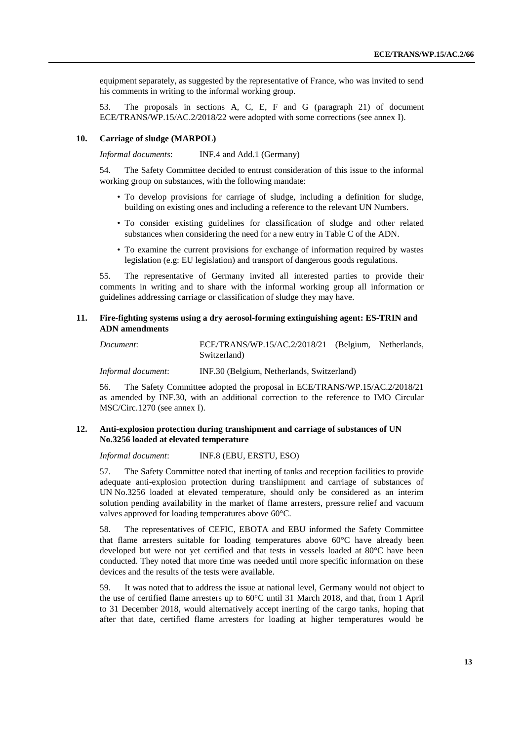equipment separately, as suggested by the representative of France, who was invited to send his comments in writing to the informal working group.

53. The proposals in sections A, C, E, F and G (paragraph 21) of document ECE/TRANS/WP.15/AC.2/2018/22 were adopted with some corrections (see annex I).

### 10. Carriage of sludge (MARPOL)

*Informal documents*: INF.4 and Add.1 (Germany)

54. The Safety Committee decided to entrust consideration of this issue to the informal working group on substances, with the following mandate:

- To develop provisions for carriage of sludge, including a definition for sludge, building on existing ones and including a reference to the relevant UN Numbers.
- To consider existing guidelines for classification of sludge and other related substances when considering the need for a new entry in Table C of the ADN.
- To examine the current provisions for exchange of information required by wastes legislation (e.g: EU legislation) and transport of dangerous goods regulations.

55. The representative of Germany invited all interested parties to provide their comments in writing and to share with the informal working group all information or guidelines addressing carriage or classification of sludge they may have.

### 11. Fire-fighting systems using a dry aerosol-forming extinguishing agent: ES-TRIN and ADN amendments

*Document*: ECE/TRANS/WP.15/AC.2/2018/21 (Belgium, Netherlands, Switzerland)

*Informal document*: INF.30 (Belgium, Netherlands, Switzerland)

56. The Safety Committee adopted the proposal in ECE/TRANS/WP.15/AC.2/2018/21 as amended by INF.30, with an additional correction to the reference to IMO Circular MSC/Circ.1270 (see annex I).

### 12. Anti-explosion protection during transhipment and carriage of substances of UN No.3256 loaded at elevated temperature

*Informal document*: INF.8 (EBU, ERSTU, ESO)

57. The Safety Committee noted that inerting of tanks and reception facilities to provide adequate anti-explosion protection during transhipment and carriage of substances of UN No.3256 loaded at elevated temperature, should only be considered as an interim solution pending availability in the market of flame arresters, pressure relief and vacuum valves approved for loading temperatures above 60°C.

58. The representatives of CEFIC, EBOTA and EBU informed the Safety Committee that flame arresters suitable for loading temperatures above 60°C have already been developed but were not yet certified and that tests in vessels loaded at 80°C have been conducted. They noted that more time was needed until more specific information on these devices and the results of the tests were available.

59. It was noted that to address the issue at national level, Germany would not object to the use of certified flame arresters up to 60°C until 31 March 2018, and that, from 1 April to 31 December 2018, would alternatively accept inerting of the cargo tanks, hoping that after that date, certified flame arresters for loading at higher temperatures would be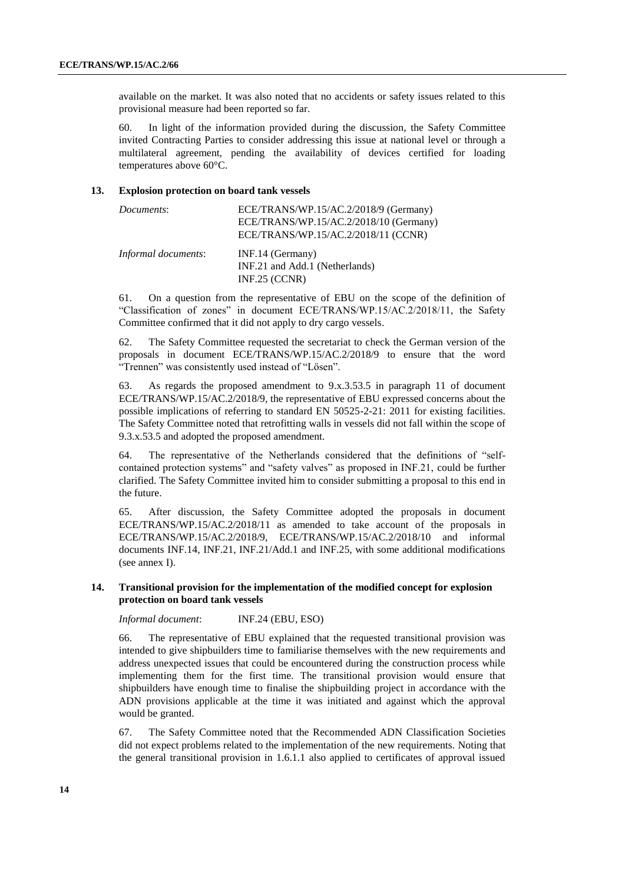available on the market. It was also noted that no accidents or safety issues related to this provisional measure had been reported so far.

60. In light of the information provided during the discussion, the Safety Committee invited Contracting Parties to consider addressing this issue at national level or through a multilateral agreement, pending the availability of devices certified for loading temperatures above 60°C.

### 13. Explosion protection on board tank vessels

| | |
|---|---|
| *Documents*: | ECE/TRANS/WP.15/AC.2/2018/9 (Germany)<br>ECE/TRANS/WP.15/AC.2/2018/10 (Germany)<br>ECE/TRANS/WP.15/AC.2/2018/11 (CCNR) |
| *Informal documents*: | INF.14 (Germany)<br>INF.21 and Add.1 (Netherlands)<br>INF.25 (CCNR) |

61. On a question from the representative of EBU on the scope of the definition of "Classification of zones" in document ECE/TRANS/WP.15/AC.2/2018/11, the Safety Committee confirmed that it did not apply to dry cargo vessels.

62. The Safety Committee requested the secretariat to check the German version of the proposals in document ECE/TRANS/WP.15/AC.2/2018/9 to ensure that the word "Trennen" was consistently used instead of "Lösen".

63. As regards the proposed amendment to 9.x.3.53.5 in paragraph 11 of document ECE/TRANS/WP.15/AC.2/2018/9, the representative of EBU expressed concerns about the possible implications of referring to standard EN 50525-2-21: 2011 for existing facilities. The Safety Committee noted that retrofitting walls in vessels did not fall within the scope of 9.3.x.53.5 and adopted the proposed amendment.

64. The representative of the Netherlands considered that the definitions of "self-contained protection systems" and "safety valves" as proposed in INF.21, could be further clarified. The Safety Committee invited him to consider submitting a proposal to this end in the future.

65. After discussion, the Safety Committee adopted the proposals in document ECE/TRANS/WP.15/AC.2/2018/11 as amended to take account of the proposals in ECE/TRANS/WP.15/AC.2/2018/9, ECE/TRANS/WP.15/AC.2/2018/10 and informal documents INF.14, INF.21, INF.21/Add.1 and INF.25, with some additional modifications (see annex I).

### 14. Transitional provision for the implementation of the modified concept for explosion protection on board tank vessels

*Informal document*: INF.24 (EBU, ESO)

66. The representative of EBU explained that the requested transitional provision was intended to give shipbuilders time to familiarise themselves with the new requirements and address unexpected issues that could be encountered during the construction process while implementing them for the first time. The transitional provision would ensure that shipbuilders have enough time to finalise the shipbuilding project in accordance with the ADN provisions applicable at the time it was initiated and against which the approval would be granted.

67. The Safety Committee noted that the Recommended ADN Classification Societies did not expect problems related to the implementation of the new requirements. Noting that the general transitional provision in 1.6.1.1 also applied to certificates of approval issued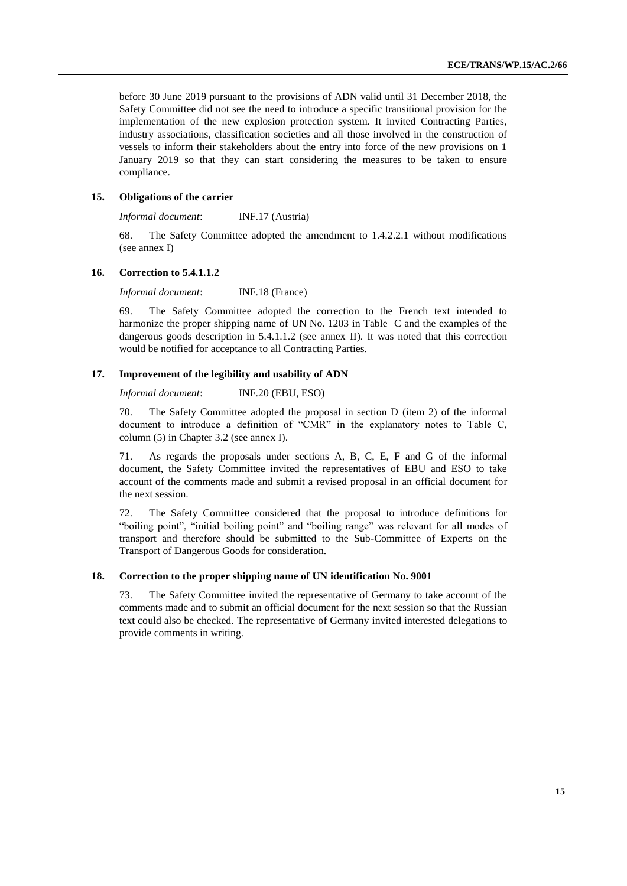before 30 June 2019 pursuant to the provisions of ADN valid until 31 December 2018, the Safety Committee did not see the need to introduce a specific transitional provision for the implementation of the new explosion protection system. It invited Contracting Parties, industry associations, classification societies and all those involved in the construction of vessels to inform their stakeholders about the entry into force of the new provisions on 1 January 2019 so that they can start considering the measures to be taken to ensure compliance.

### 15. Obligations of the carrier

*Informal document*: INF.17 (Austria)

68. The Safety Committee adopted the amendment to 1.4.2.2.1 without modifications (see annex I)

### 16. Correction to 5.4.1.1.2

*Informal document*: INF.18 (France)

69. The Safety Committee adopted the correction to the French text intended to harmonize the proper shipping name of UN No. 1203 in Table C and the examples of the dangerous goods description in 5.4.1.1.2 (see annex II). It was noted that this correction would be notified for acceptance to all Contracting Parties.

### 17. Improvement of the legibility and usability of ADN

*Informal document*: INF.20 (EBU, ESO)

70. The Safety Committee adopted the proposal in section D (item 2) of the informal document to introduce a definition of "CMR" in the explanatory notes to Table C, column (5) in Chapter 3.2 (see annex I).

71. As regards the proposals under sections A, B, C, E, F and G of the informal document, the Safety Committee invited the representatives of EBU and ESO to take account of the comments made and submit a revised proposal in an official document for the next session.

72. The Safety Committee considered that the proposal to introduce definitions for "boiling point", "initial boiling point" and "boiling range" was relevant for all modes of transport and therefore should be submitted to the Sub-Committee of Experts on the Transport of Dangerous Goods for consideration.

### 18. Correction to the proper shipping name of UN identification No. 9001

73. The Safety Committee invited the representative of Germany to take account of the comments made and to submit an official document for the next session so that the Russian text could also be checked. The representative of Germany invited interested delegations to provide comments in writing.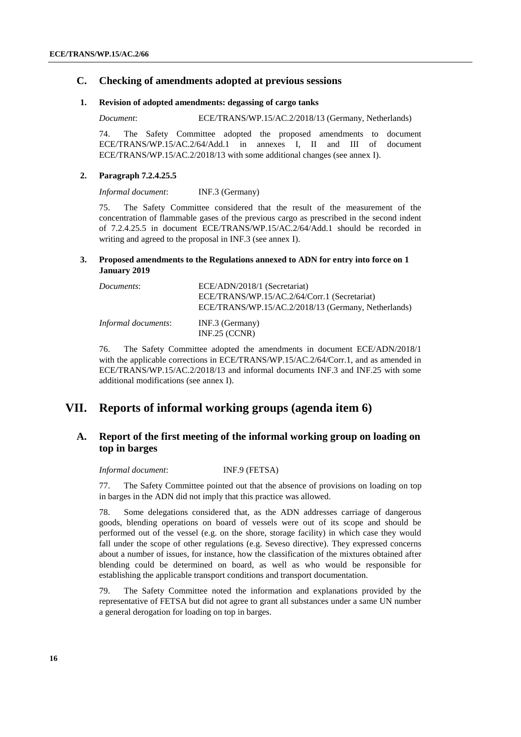## C. Checking of amendments adopted at previous sessions

### 1. Revision of adopted amendments: degassing of cargo tanks

*Document*: ECE/TRANS/WP.15/AC.2/2018/13 (Germany, Netherlands)

74. The Safety Committee adopted the proposed amendments to document ECE/TRANS/WP.15/AC.2/64/Add.1 in annexes I, II and III of document ECE/TRANS/WP.15/AC.2/2018/13 with some additional changes (see annex I).

### 2. Paragraph 7.2.4.25.5

*Informal document*: INF.3 (Germany)

75. The Safety Committee considered that the result of the measurement of the concentration of flammable gases of the previous cargo as prescribed in the second indent of 7.2.4.25.5 in document ECE/TRANS/WP.15/AC.2/64/Add.1 should be recorded in writing and agreed to the proposal in INF.3 (see annex I).

### 3. Proposed amendments to the Regulations annexed to ADN for entry into force on 1 January 2019

*Documents*: ECE/ADN/2018/1 (Secretariat)
ECE/TRANS/WP.15/AC.2/64/Corr.1 (Secretariat)
ECE/TRANS/WP.15/AC.2/2018/13 (Germany, Netherlands)

*Informal documents*: INF.3 (Germany)
INF.25 (CCNR)

76. The Safety Committee adopted the amendments in document ECE/ADN/2018/1 with the applicable corrections in ECE/TRANS/WP.15/AC.2/64/Corr.1, and as amended in ECE/TRANS/WP.15/AC.2/2018/13 and informal documents INF.3 and INF.25 with some additional modifications (see annex I).

# VII. Reports of informal working groups (agenda item 6)

## A. Report of the first meeting of the informal working group on loading on top in barges

*Informal document*: INF.9 (FETSA)

77. The Safety Committee pointed out that the absence of provisions on loading on top in barges in the ADN did not imply that this practice was allowed.

78. Some delegations considered that, as the ADN addresses carriage of dangerous goods, blending operations on board of vessels were out of its scope and should be performed out of the vessel (e.g. on the shore, storage facility) in which case they would fall under the scope of other regulations (e.g. Seveso directive). They expressed concerns about a number of issues, for instance, how the classification of the mixtures obtained after blending could be determined on board, as well as who would be responsible for establishing the applicable transport conditions and transport documentation.

79. The Safety Committee noted the information and explanations provided by the representative of FETSA but did not agree to grant all substances under a same UN number a general derogation for loading on top in barges.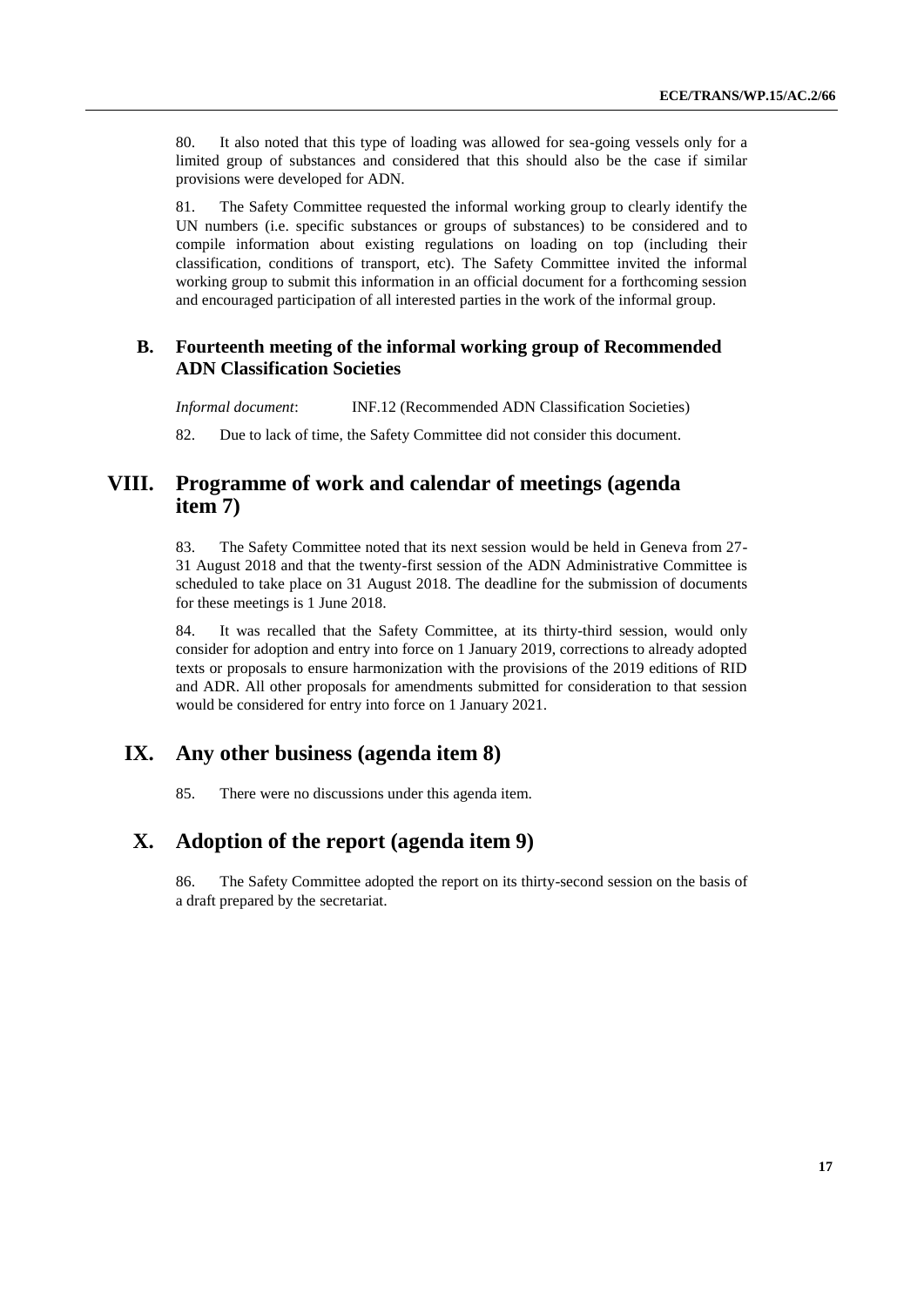80. It also noted that this type of loading was allowed for sea-going vessels only for a limited group of substances and considered that this should also be the case if similar provisions were developed for ADN.

81. The Safety Committee requested the informal working group to clearly identify the UN numbers (i.e. specific substances or groups of substances) to be considered and to compile information about existing regulations on loading on top (including their classification, conditions of transport, etc). The Safety Committee invited the informal working group to submit this information in an official document for a forthcoming session and encouraged participation of all interested parties in the work of the informal group.

### B. Fourteenth meeting of the informal working group of Recommended ADN Classification Societies

*Informal document*: INF.12 (Recommended ADN Classification Societies)

82. Due to lack of time, the Safety Committee did not consider this document.

## VIII. Programme of work and calendar of meetings (agenda item 7)

83. The Safety Committee noted that its next session would be held in Geneva from 27-31 August 2018 and that the twenty-first session of the ADN Administrative Committee is scheduled to take place on 31 August 2018. The deadline for the submission of documents for these meetings is 1 June 2018.

84. It was recalled that the Safety Committee, at its thirty-third session, would only consider for adoption and entry into force on 1 January 2019, corrections to already adopted texts or proposals to ensure harmonization with the provisions of the 2019 editions of RID and ADR. All other proposals for amendments submitted for consideration to that session would be considered for entry into force on 1 January 2021.

## IX. Any other business (agenda item 8)

85. There were no discussions under this agenda item.

## X. Adoption of the report (agenda item 9)

86. The Safety Committee adopted the report on its thirty-second session on the basis of a draft prepared by the secretariat.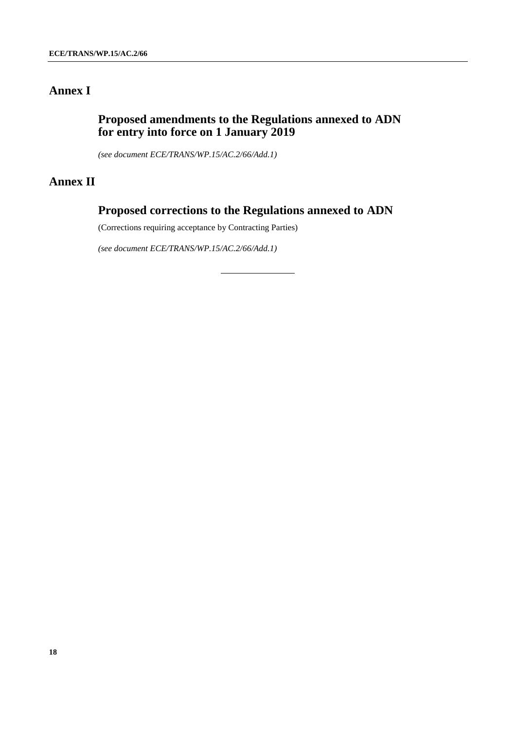# Annex I

## Proposed amendments to the Regulations annexed to ADN for entry into force on 1 January 2019

*(see document ECE/TRANS/WP.15/AC.2/66/Add.1)*

# Annex II

## Proposed corrections to the Regulations annexed to ADN

(Corrections requiring acceptance by Contracting Parties)

*(see document ECE/TRANS/WP.15/AC.2/66/Add.1)*